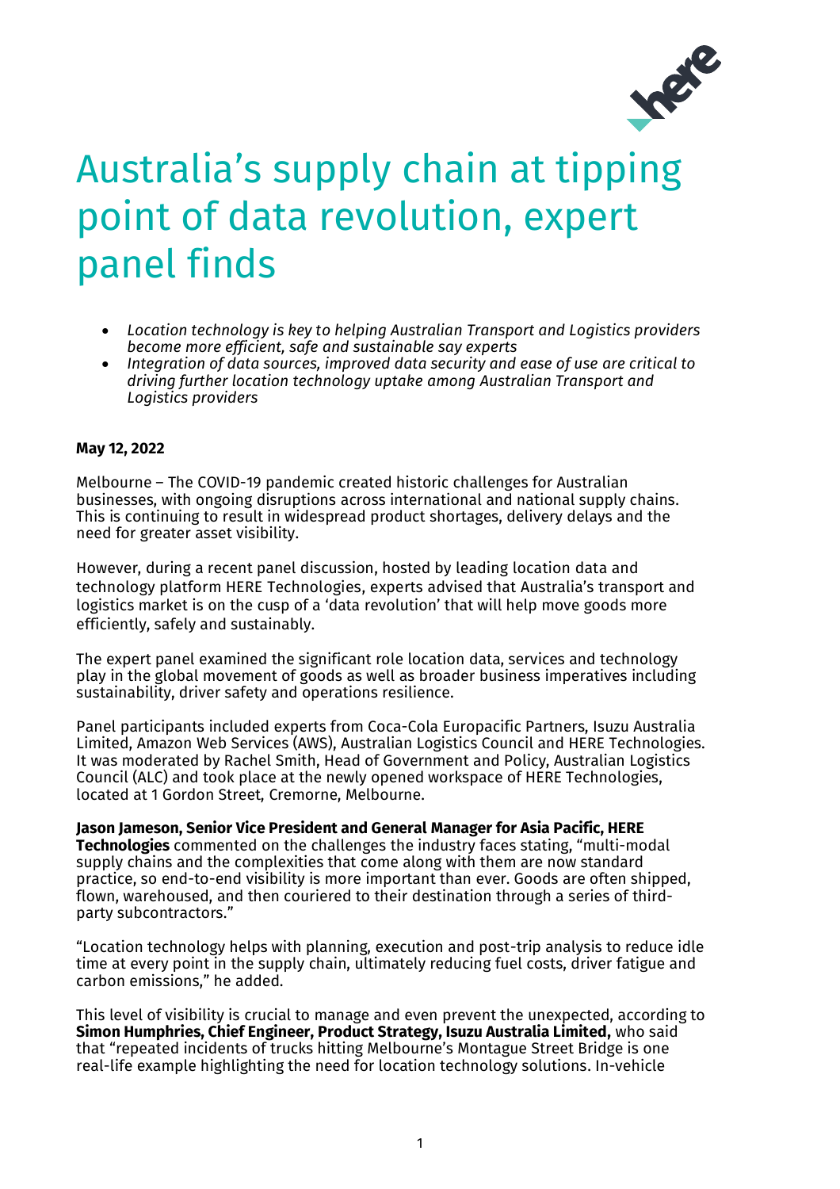# Australia's supply chain at tipping point of data revolution, expert panel finds

- *Location technology is key to helping Australian Transport and Logistics providers become more efficient, safe and sustainable say experts*
- *Integration of data sources, improved data security and ease of use are critical to driving further location technology uptake among Australian Transport and Logistics providers*

**May 12, 2022**

Melbourne – The COVID-19 pandemic created historic challenges for Australian businesses, with ongoing disruptions across international and national supply chains. This is continuing to result in widespread product shortages, delivery delays and the need for greater asset visibility.

However, during a recent panel discussion, hosted by leading location data and technology platform HERE Technologies, experts advised that Australia's transport and logistics market is on the cusp of a 'data revolution' that will help move goods more efficiently, safely and sustainably.

The expert panel examined the significant role location data, services and technology play in the global movement of goods as well as broader business imperatives including sustainability, driver safety and operations resilience.

Panel participants included experts from Coca-Cola Europacific Partners, Isuzu Australia Limited, Amazon Web Services (AWS), Australian Logistics Council and HERE Technologies. It was moderated by Rachel Smith, Head of Government and Policy, Australian Logistics Council (ALC) and took place at the newly opened workspace of HERE Technologies, located at 1 Gordon Street, Cremorne, Melbourne.

**Jason Jameson, Senior Vice President and General Manager for Asia Pacific, HERE Technologies** commented on the challenges the industry faces stating, "multi-modal supply chains and the complexities that come along with them are now standard practice, so end-to-end visibility is more important than ever. Goods are often shipped, flown, warehoused, and then couriered to their destination through a series of third-party subcontractors."

"Location technology helps with planning, execution and post-trip analysis to reduce idle time at every point in the supply chain, ultimately reducing fuel costs, driver fatigue and carbon emissions," he added.

This level of visibility is crucial to manage and even prevent the unexpected, according to **Simon Humphries, Chief Engineer, Product Strategy, Isuzu Australia Limited,** who said that "repeated incidents of trucks hitting Melbourne's Montague Street Bridge is one real-life example highlighting the need for location technology solutions. In-vehicle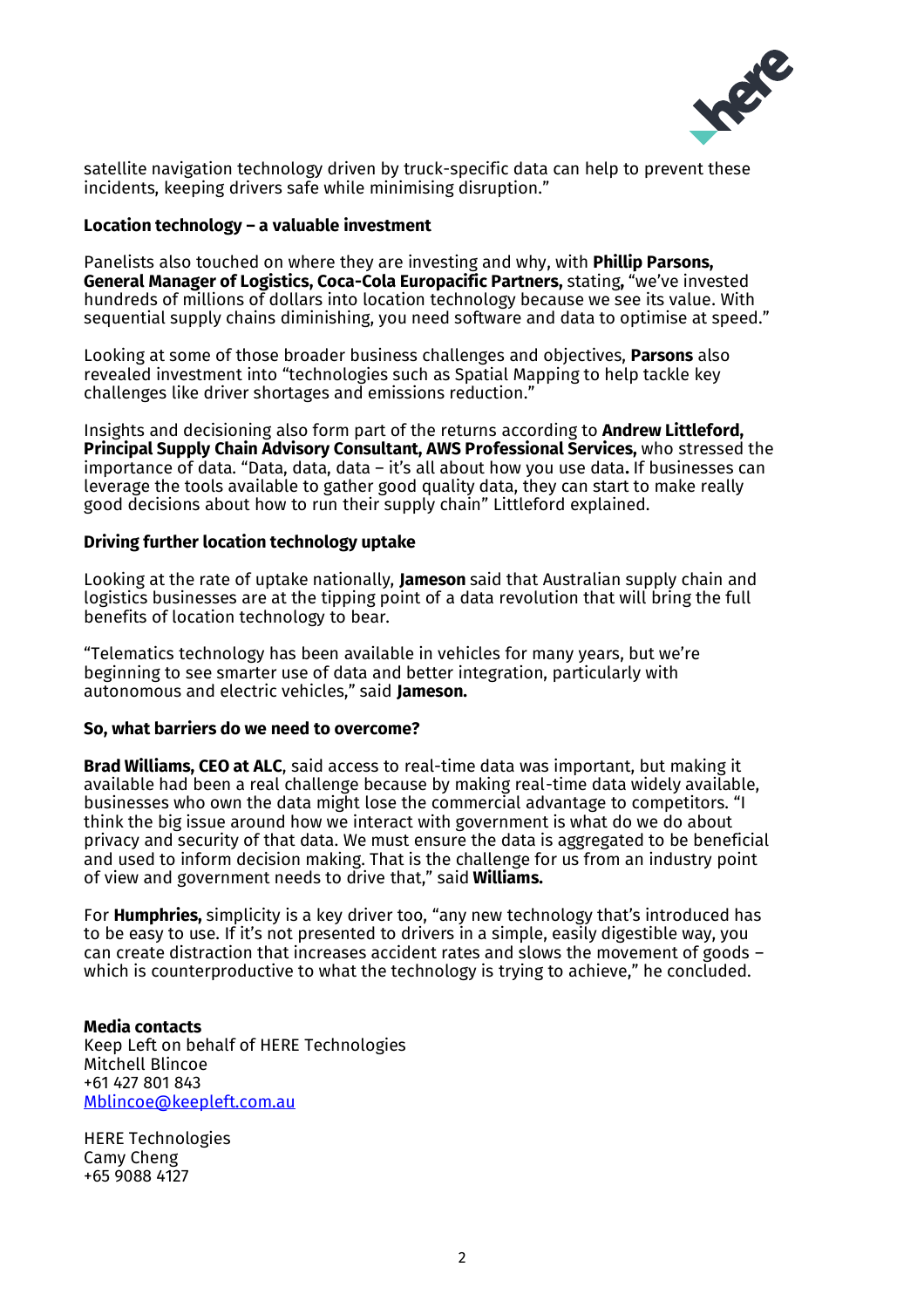satellite navigation technology driven by truck-specific data can help to prevent these incidents, keeping drivers safe while minimising disruption."

**Location technology – a valuable investment**

Panelists also touched on where they are investing and why, with **Phillip Parsons, General Manager of Logistics, Coca-Cola Europacific Partners,** stating**,** "we've invested hundreds of millions of dollars into location technology because we see its value. With sequential supply chains diminishing, you need software and data to optimise at speed."

Looking at some of those broader business challenges and objectives, **Parsons** also revealed investment into "technologies such as Spatial Mapping to help tackle key challenges like driver shortages and emissions reduction."

Insights and decisioning also form part of the returns according to **Andrew Littleford, Principal Supply Chain Advisory Consultant, AWS Professional Services,** who stressed the importance of data. "Data, data, data – it's all about how you use data**.** If businesses can leverage the tools available to gather good quality data, they can start to make really good decisions about how to run their supply chain" Littleford explained.

**Driving further location technology uptake**

Looking at the rate of uptake nationally, **Jameson** said that Australian supply chain and logistics businesses are at the tipping point of a data revolution that will bring the full benefits of location technology to bear.

"Telematics technology has been available in vehicles for many years, but we're beginning to see smarter use of data and better integration, particularly with autonomous and electric vehicles," said **Jameson.**

**So, what barriers do we need to overcome?**

**Brad Williams, CEO at ALC**, said access to real-time data was important, but making it available had been a real challenge because by making real-time data widely available, businesses who own the data might lose the commercial advantage to competitors. "I think the big issue around how we interact with government is what do we do about privacy and security of that data. We must ensure the data is aggregated to be beneficial and used to inform decision making. That is the challenge for us from an industry point of view and government needs to drive that," said **Williams.**

For **Humphries,** simplicity is a key driver too, "any new technology that's introduced has to be easy to use. If it's not presented to drivers in a simple, easily digestible way, you can create distraction that increases accident rates and slows the movement of goods – which is counterproductive to what the technology is trying to achieve," he concluded.

**Media contacts**
Keep Left on behalf of HERE Technologies
Mitchell Blincoe
+61 427 801 843
Mblincoe@keepleft.com.au

HERE Technologies
Camy Cheng
+65 9088 4127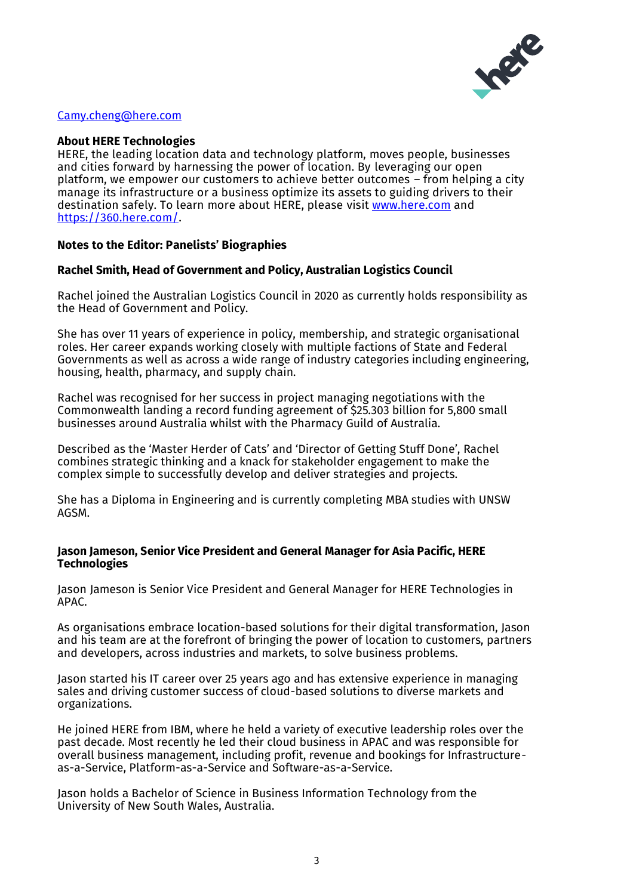[Camy.cheng@here.com](mailto:Camy.cheng@here.com)

**About HERE Technologies**
HERE, the leading location data and technology platform, moves people, businesses and cities forward by harnessing the power of location. By leveraging our open platform, we empower our customers to achieve better outcomes – from helping a city manage its infrastructure or a business optimize its assets to guiding drivers to their destination safely. To learn more about HERE, please visit [www.here.com](http://www.here.com) and [https://360.here.com/](https://360.here.com/).

**Notes to the Editor: Panelists' Biographies**

**Rachel Smith, Head of Government and Policy, Australian Logistics Council**

Rachel joined the Australian Logistics Council in 2020 as currently holds responsibility as the Head of Government and Policy.

She has over 11 years of experience in policy, membership, and strategic organisational roles. Her career expands working closely with multiple factions of State and Federal Governments as well as across a wide range of industry categories including engineering, housing, health, pharmacy, and supply chain.

Rachel was recognised for her success in project managing negotiations with the Commonwealth landing a record funding agreement of $25.303 billion for 5,800 small businesses around Australia whilst with the Pharmacy Guild of Australia.

Described as the 'Master Herder of Cats' and 'Director of Getting Stuff Done', Rachel combines strategic thinking and a knack for stakeholder engagement to make the complex simple to successfully develop and deliver strategies and projects.

She has a Diploma in Engineering and is currently completing MBA studies with UNSW AGSM.

**Jason Jameson, Senior Vice President and General Manager for Asia Pacific, HERE Technologies**

Jason Jameson is Senior Vice President and General Manager for HERE Technologies in APAC.

As organisations embrace location-based solutions for their digital transformation, Jason and his team are at the forefront of bringing the power of location to customers, partners and developers, across industries and markets, to solve business problems.

Jason started his IT career over 25 years ago and has extensive experience in managing sales and driving customer success of cloud-based solutions to diverse markets and organizations.

He joined HERE from IBM, where he held a variety of executive leadership roles over the past decade. Most recently he led their cloud business in APAC and was responsible for overall business management, including profit, revenue and bookings for Infrastructure-as-a-Service, Platform-as-a-Service and Software-as-a-Service.

Jason holds a Bachelor of Science in Business Information Technology from the University of New South Wales, Australia.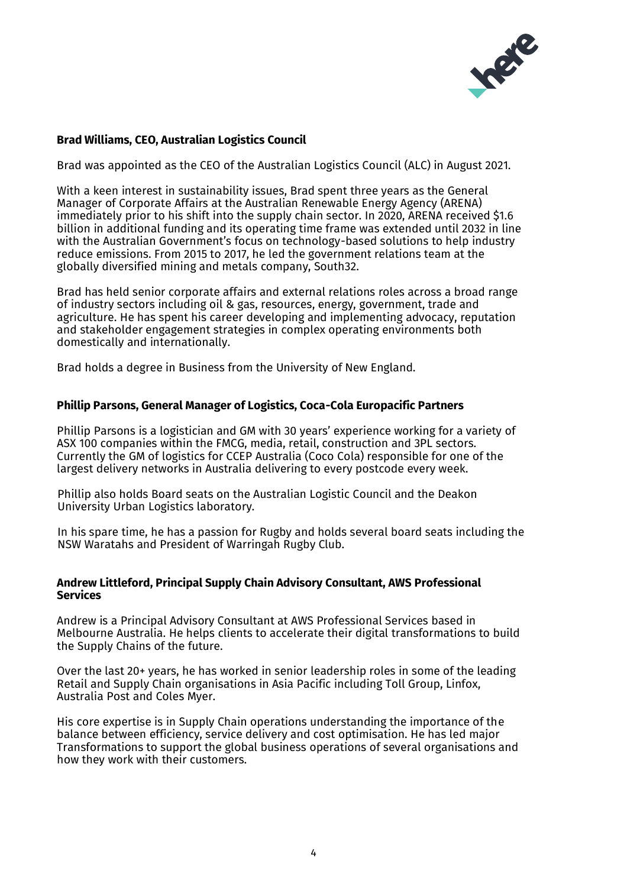**Brad Williams, CEO, Australian Logistics Council**

Brad was appointed as the CEO of the Australian Logistics Council (ALC) in August 2021.

With a keen interest in sustainability issues, Brad spent three years as the General Manager of Corporate Affairs at the Australian Renewable Energy Agency (ARENA) immediately prior to his shift into the supply chain sector. In 2020, ARENA received $1.6 billion in additional funding and its operating time frame was extended until 2032 in line with the Australian Government's focus on technology-based solutions to help industry reduce emissions. From 2015 to 2017, he led the government relations team at the globally diversified mining and metals company, South32.

Brad has held senior corporate affairs and external relations roles across a broad range of industry sectors including oil & gas, resources, energy, government, trade and agriculture. He has spent his career developing and implementing advocacy, reputation and stakeholder engagement strategies in complex operating environments both domestically and internationally.

Brad holds a degree in Business from the University of New England.

**Phillip Parsons, General Manager of Logistics, Coca-Cola Europacific Partners**

Phillip Parsons is a logistician and GM with 30 years' experience working for a variety of ASX 100 companies within the FMCG, media, retail, construction and 3PL sectors. Currently the GM of logistics for CCEP Australia (Coco Cola) responsible for one of the largest delivery networks in Australia delivering to every postcode every week.

Phillip also holds Board seats on the Australian Logistic Council and the Deakon University Urban Logistics laboratory.

In his spare time, he has a passion for Rugby and holds several board seats including the NSW Waratahs and President of Warringah Rugby Club.

**Andrew Littleford, Principal Supply Chain Advisory Consultant, AWS Professional Services**

Andrew is a Principal Advisory Consultant at AWS Professional Services based in Melbourne Australia. He helps clients to accelerate their digital transformations to build the Supply Chains of the future.

Over the last 20+ years, he has worked in senior leadership roles in some of the leading Retail and Supply Chain organisations in Asia Pacific including Toll Group, Linfox, Australia Post and Coles Myer.

His core expertise is in Supply Chain operations understanding the importance of the balance between efficiency, service delivery and cost optimisation. He has led major Transformations to support the global business operations of several organisations and how they work with their customers.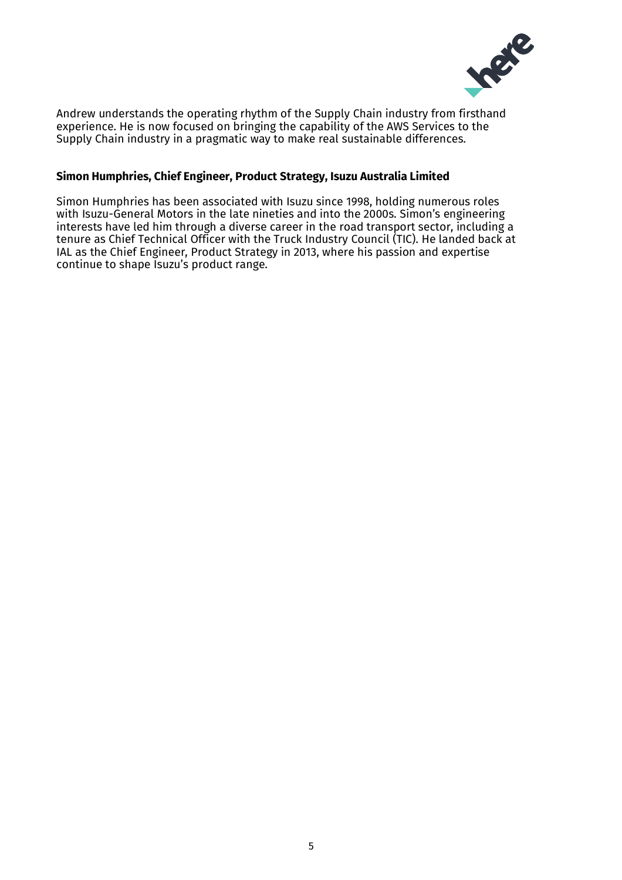Andrew understands the operating rhythm of the Supply Chain industry from firsthand experience. He is now focused on bringing the capability of the AWS Services to the Supply Chain industry in a pragmatic way to make real sustainable differences.

**Simon Humphries, Chief Engineer, Product Strategy, Isuzu Australia Limited**

Simon Humphries has been associated with Isuzu since 1998, holding numerous roles with Isuzu-General Motors in the late nineties and into the 2000s. Simon's engineering interests have led him through a diverse career in the road transport sector, including a tenure as Chief Technical Officer with the Truck Industry Council (TIC). He landed back at IAL as the Chief Engineer, Product Strategy in 2013, where his passion and expertise continue to shape Isuzu's product range.